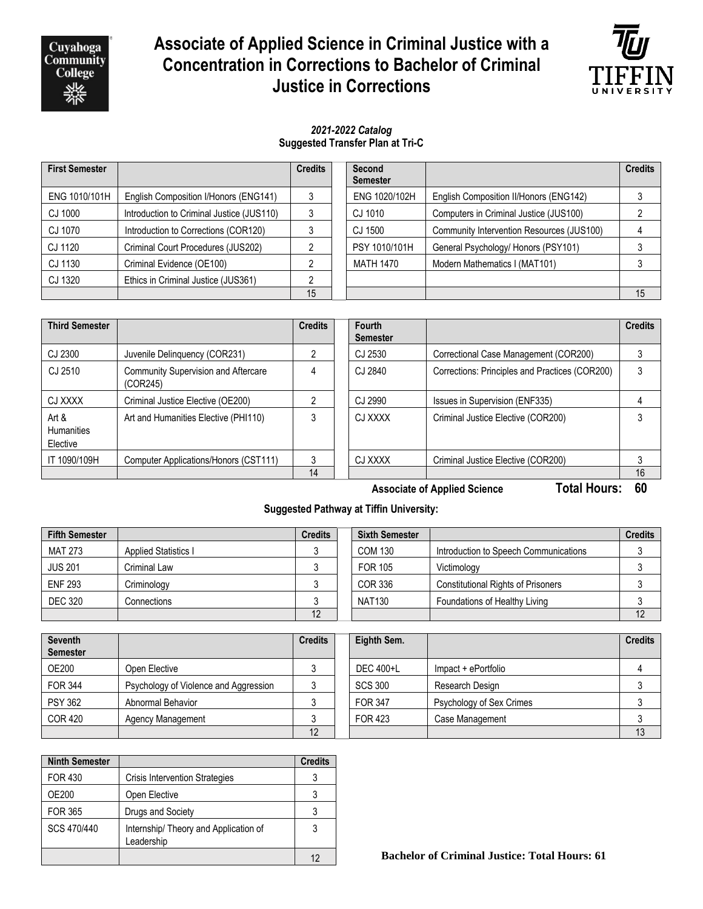# Associate of Applied Science in Criminal Justice with a Concentration in Corrections to Bachelor of Criminal Justice in Corrections

***2021-2022 Catalog***
**Suggested Transfer Plan at Tri-C**

| First Semester | | Credits |
|---|---|---|
| ENG 1010/101H | English Composition I/Honors (ENG141) | 3 |
| CJ 1000 | Introduction to Criminal Justice (JUS110) | 3 |
| CJ 1070 | Introduction to Corrections (COR120) | 3 |
| CJ 1120 | Criminal Court Procedures (JUS202) | 2 |
| CJ 1130 | Criminal Evidence (OE100) | 2 |
| CJ 1320 | Ethics in Criminal Justice (JUS361) | 2 |
| | | 15 |

| Second Semester | | Credits |
|---|---|---|
| ENG 1020/102H | English Composition II/Honors (ENG142) | 3 |
| CJ 1010 | Computers in Criminal Justice (JUS100) | 2 |
| CJ 1500 | Community Intervention Resources (JUS100) | 4 |
| PSY 1010/101H | General Psychology/ Honors (PSY101) | 3 |
| MATH 1470 | Modern Mathematics I (MAT101) | 3 |
| | | |
| | | 15 |

| Third Semester | | Credits |
|---|---|---|
| CJ 2300 | Juvenile Delinquency (COR231) | 2 |
| CJ 2510 | Community Supervision and Aftercare (COR245) | 4 |
| CJ XXXX | Criminal Justice Elective (OE200) | 2 |
| Art & Humanities Elective | Art and Humanities Elective (PHI110) | 3 |
| IT 1090/109H | Computer Applications/Honors (CST111) | 3 |
| | | 14 |

| Fourth Semester | | Credits |
|---|---|---|
| CJ 2530 | Correctional Case Management (COR200) | 3 |
| CJ 2840 | Corrections: Principles and Practices (COR200) | 3 |
| CJ 2990 | Issues in Supervision (ENF335) | 4 |
| CJ XXXX | Criminal Justice Elective (COR200) | 3 |
| CJ XXXX | Criminal Justice Elective (COR200) | 3 |
| | | 16 |

**Associate of Applied Science Total Hours: 60**

**Suggested Pathway at Tiffin University:**

| Fifth Semester | | Credits |
|---|---|---|
| MAT 273 | Applied Statistics I | 3 |
| JUS 201 | Criminal Law | 3 |
| ENF 293 | Criminology | 3 |
| DEC 320 | Connections | 3 |
| | | 12 |

| Sixth Semester | | Credits |
|---|---|---|
| COM 130 | Introduction to Speech Communications | 3 |
| FOR 105 | Victimology | 3 |
| COR 336 | Constitutional Rights of Prisoners | 3 |
| NAT130 | Foundations of Healthy Living | 3 |
| | | 12 |

| Seventh Semester | | Credits |
|---|---|---|
| OE200 | Open Elective | 3 |
| FOR 344 | Psychology of Violence and Aggression | 3 |
| PSY 362 | Abnormal Behavior | 3 |
| COR 420 | Agency Management | 3 |
| | | 12 |

| Eighth Sem. | | Credits |
|---|---|---|
| DEC 400+L | Impact + ePortfolio | 4 |
| SCS 300 | Research Design | 3 |
| FOR 347 | Psychology of Sex Crimes | 3 |
| FOR 423 | Case Management | 3 |
| | | 13 |

| Ninth Semester | | Credits |
|---|---|---|
| FOR 430 | Crisis Intervention Strategies | 3 |
| OE200 | Open Elective | 3 |
| FOR 365 | Drugs and Society | 3 |
| SCS 470/440 | Internship/ Theory and Application of Leadership | 3 |
| | | 12 |

**Bachelor of Criminal Justice: Total Hours: 61**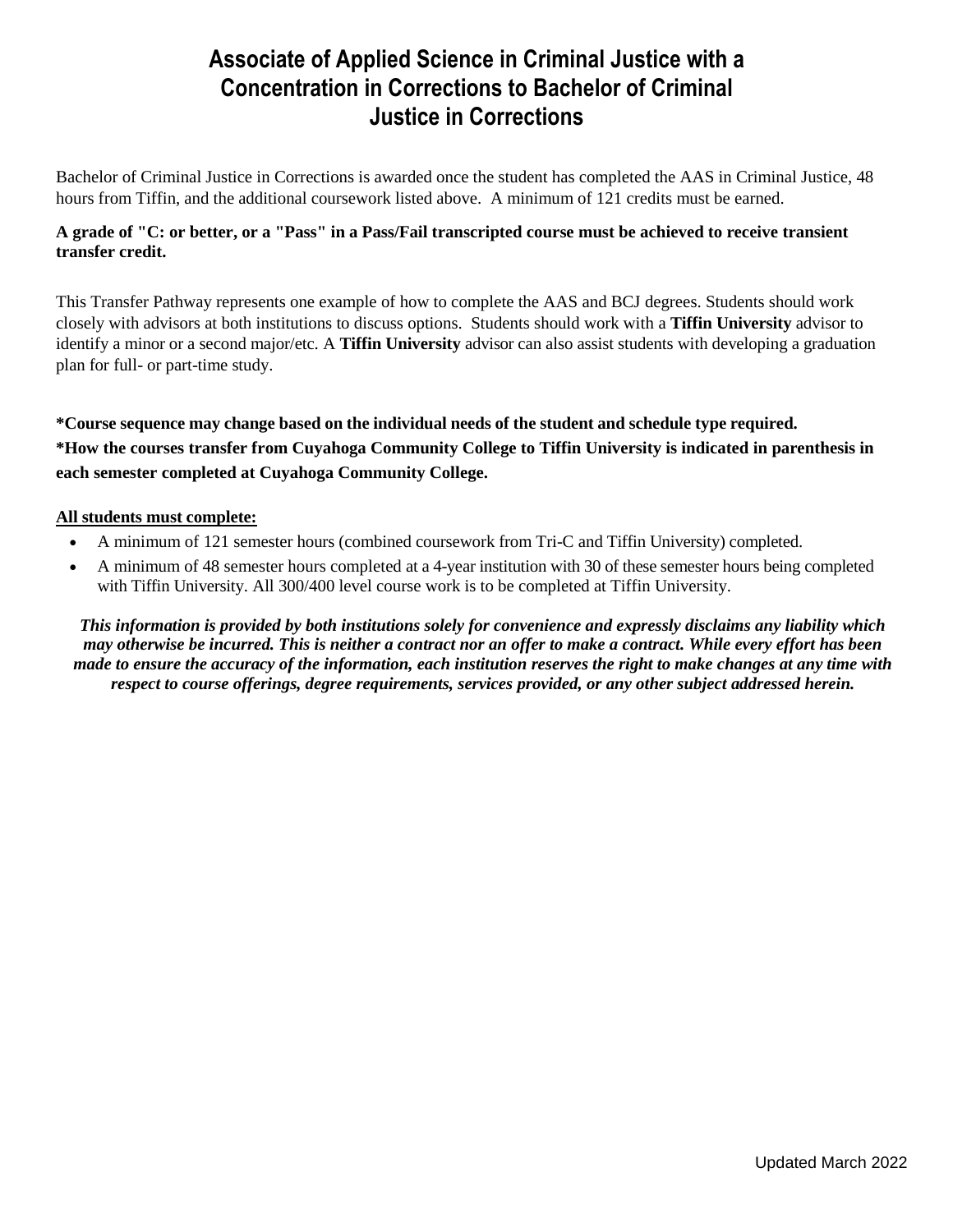# Associate of Applied Science in Criminal Justice with a Concentration in Corrections to Bachelor of Criminal Justice in Corrections

Bachelor of Criminal Justice in Corrections is awarded once the student has completed the AAS in Criminal Justice, 48 hours from Tiffin, and the additional coursework listed above. A minimum of 121 credits must be earned.

**A grade of "C: or better, or a "Pass" in a Pass/Fail transcripted course must be achieved to receive transient transfer credit.**

This Transfer Pathway represents one example of how to complete the AAS and BCJ degrees. Students should work closely with advisors at both institutions to discuss options. Students should work with a **Tiffin University** advisor to identify a minor or a second major/etc. A **Tiffin University** advisor can also assist students with developing a graduation plan for full- or part-time study.

**\*Course sequence may change based on the individual needs of the student and schedule type required.**
**\*How the courses transfer from Cuyahoga Community College to Tiffin University is indicated in parenthesis in each semester completed at Cuyahoga Community College.**

**All students must complete:**

- A minimum of 121 semester hours (combined coursework from Tri-C and Tiffin University) completed.
- A minimum of 48 semester hours completed at a 4-year institution with 30 of these semester hours being completed with Tiffin University. All 300/400 level course work is to be completed at Tiffin University.

***This information is provided by both institutions solely for convenience and expressly disclaims any liability which may otherwise be incurred. This is neither a contract nor an offer to make a contract. While every effort has been made to ensure the accuracy of the information, each institution reserves the right to make changes at any time with respect to course offerings, degree requirements, services provided, or any other subject addressed herein.***

Updated March 2022